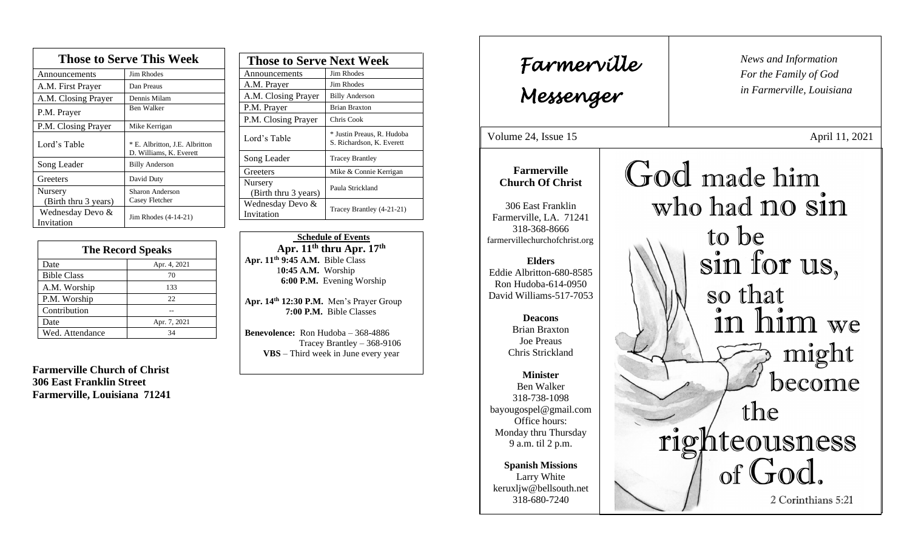## Those to Serve This Week

| Those to Serve This Week | |
|---|---|
| Announcements | Jim Rhodes |
| A.M. First Prayer | Dan Preaus |
| A.M. Closing Prayer | Dennis Milam |
| P.M. Prayer | Ben Walker |
| P.M. Closing Prayer | Mike Kerrigan |
| Lord's Table | * E. Albritton, J.E. Albritton D. Williams, K. Everett |
| Song Leader | Billy Anderson |
| Greeters | David Duty |
| Nursery (Birth thru 3 years) | Sharon Anderson Casey Fletcher |
| Wednesday Devo & Invitation | Jim Rhodes (4-14-21) |

## The Record Speaks

| The Record Speaks | |
|---|---|
| Date | Apr. 4, 2021 |
| Bible Class | 70 |
| A.M. Worship | 133 |
| P.M. Worship | 22 |
| Contribution | -- |
| Date | Apr. 7, 2021 |
| Wed. Attendance | 34 |

**Farmerville Church of Christ**
**306 East Franklin Street**
**Farmerville, Louisiana 71241**

## Those to Serve Next Week

| Those to Serve Next Week | |
|---|---|
| Announcements | Jim Rhodes |
| A.M. Prayer | Jim Rhodes |
| A.M. Closing Prayer | Billy Anderson |
| P.M. Prayer | Brian Braxton |
| P.M. Closing Prayer | Chris Cook |
| Lord's Table | * Justin Preaus, R. Hudoba S. Richardson, K. Everett |
| Song Leader | Tracey Brantley |
| Greeters | Mike & Connie Kerrigan |
| Nursery (Birth thru 3 years) | Paula Strickland |
| Wednesday Devo & Invitation | Tracey Brantley (4-21-21) |

**Schedule of Events**

**Apr. 11th thru Apr. 17th**

**Apr. 11th 9:45 A.M.** Bible Class
**10:45 A.M.** Worship
**6:00 P.M.** Evening Worship

**Apr. 14th 12:30 P.M.** Men's Prayer Group
**7:00 P.M.** Bible Classes

**Benevolence:** Ron Hudoba – 368-4886
Tracey Brantley – 368-9106
**VBS** – Third week in June every year

# Farmerville Messenger

*News and Information*
*For the Family of God*
*in Farmerville, Louisiana*

Volume 24, Issue 15 — April 11, 2021

**Farmerville Church Of Christ**

306 East Franklin
Farmerville, LA. 71241
318-368-8666
farmervillechurchofchrist.org

**Elders**
Eddie Albritton-680-8585
Ron Hudoba-614-0950
David Williams-517-7053

**Deacons**
Brian Braxton
Joe Preaus
Chris Strickland

**Minister**
Ben Walker
318-738-1098
bayougospel@gmail.com
Office hours:
Monday thru Thursday
9 a.m. til 2 p.m.

**Spanish Missions**
Larry White
keruxljw@bellsouth.net
318-680-7240

God made him who had no sin to be sin for us, so that in him we might become the righteousness of God.

2 Corinthians 5:21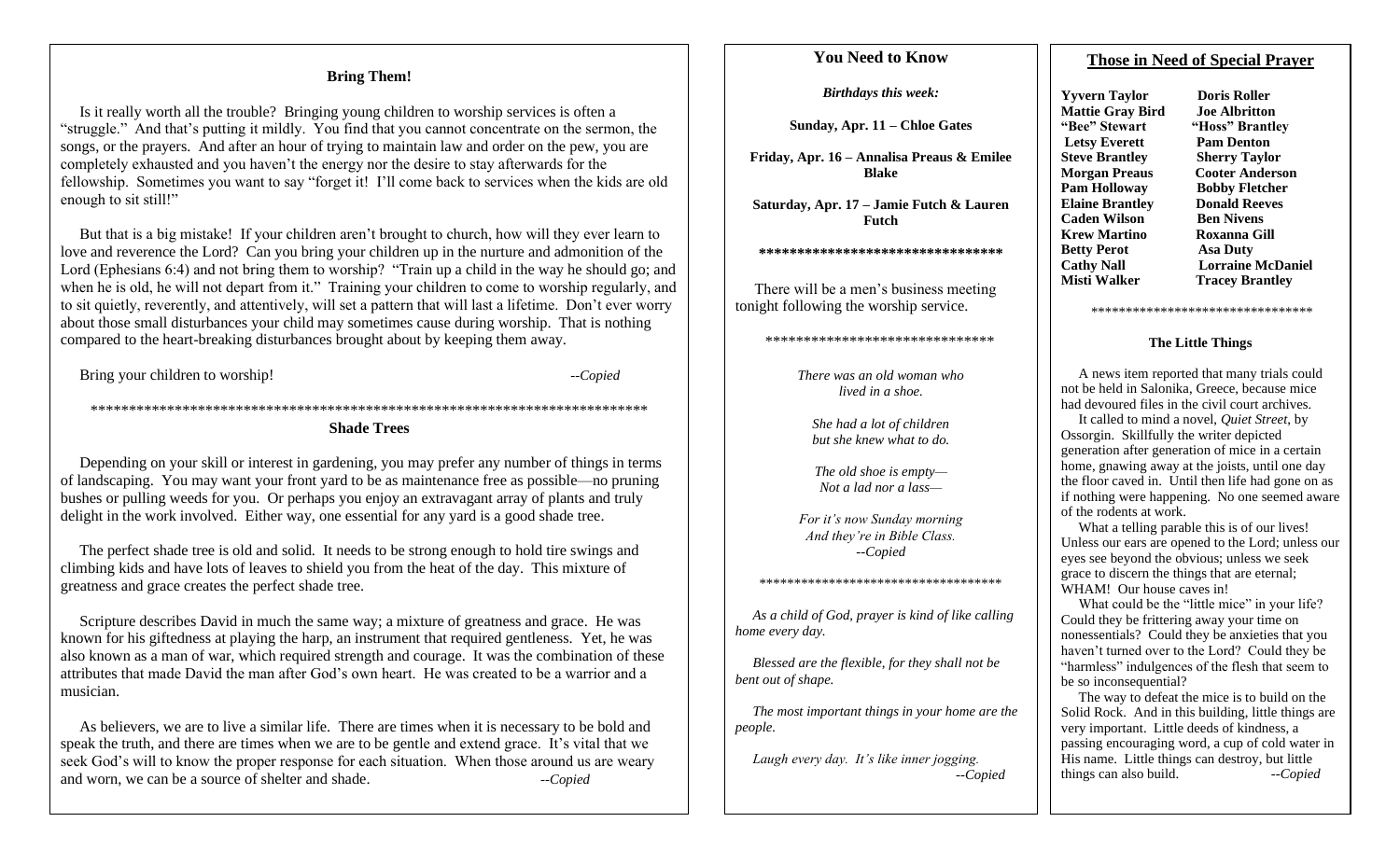## Bring Them!

Is it really worth all the trouble? Bringing young children to worship services is often a "struggle." And that's putting it mildly. You find that you cannot concentrate on the sermon, the songs, or the prayers. And after an hour of trying to maintain law and order on the pew, you are completely exhausted and you haven't the energy nor the desire to stay afterwards for the fellowship. Sometimes you want to say "forget it! I'll come back to services when the kids are old enough to sit still!"

But that is a big mistake! If your children aren't brought to church, how will they ever learn to love and reverence the Lord? Can you bring your children up in the nurture and admonition of the Lord (Ephesians 6:4) and not bring them to worship? "Train up a child in the way he should go; and when he is old, he will not depart from it." Training your children to come to worship regularly, and to sit quietly, reverently, and attentively, will set a pattern that will last a lifetime. Don't ever worry about those small disturbances your child may sometimes cause during worship. That is nothing compared to the heart-breaking disturbances brought about by keeping them away.

Bring your children to worship! *--Copied*

*****************************************************************************

## Shade Trees

Depending on your skill or interest in gardening, you may prefer any number of things in terms of landscaping. You may want your front yard to be as maintenance free as possible—no pruning bushes or pulling weeds for you. Or perhaps you enjoy an extravagant array of plants and truly delight in the work involved. Either way, one essential for any yard is a good shade tree.

The perfect shade tree is old and solid. It needs to be strong enough to hold tire swings and climbing kids and have lots of leaves to shield you from the heat of the day. This mixture of greatness and grace creates the perfect shade tree.

Scripture describes David in much the same way; a mixture of greatness and grace. He was known for his giftedness at playing the harp, an instrument that required gentleness. Yet, he was also known as a man of war, which required strength and courage. It was the combination of these attributes that made David the man after God's own heart. He was created to be a warrior and a musician.

As believers, we are to live a similar life. There are times when it is necessary to be bold and speak the truth, and there are times when we are to be gentle and extend grace. It's vital that we seek God's will to know the proper response for each situation. When those around us are weary and worn, we can be a source of shelter and shade. *--Copied*

## You Need to Know

***Birthdays this week:***

**Sunday, Apr. 11 – Chloe Gates**

**Friday, Apr. 16 – Annalisa Preaus & Emilee Blake**

**Saturday, Apr. 17 – Jamie Futch & Lauren Futch**

**********************************

There will be a men's business meeting tonight following the worship service.

*******************************

*There was an old woman who*
*lived in a shoe.*

*She had a lot of children*
*but she knew what to do.*

*The old shoe is empty—*
*Not a lad nor a lass—*

*For it's now Sunday morning*
*And they're in Bible Class.*
*--Copied*

************************************

*As a child of God, prayer is kind of like calling home every day.*

*Blessed are the flexible, for they shall not be bent out of shape.*

*The most important things in your home are the people.*

*Laugh every day. It's like inner jogging.*
*--Copied*

## Those in Need of Special Prayer

| | |
|---|---|
| **Yyvern Taylor** | **Doris Roller** |
| **Mattie Gray Bird** | **Joe Albritton** |
| **"Bee" Stewart** | **"Hoss" Brantley** |
| **Letsy Everett** | **Pam Denton** |
| **Steve Brantley** | **Sherry Taylor** |
| **Morgan Preaus** | **Cooter Anderson** |
| **Pam Holloway** | **Bobby Fletcher** |
| **Elaine Brantley** | **Donald Reeves** |
| **Caden Wilson** | **Ben Nivens** |
| **Krew Martino** | **Roxanna Gill** |
| **Betty Perot** | **Asa Duty** |
| **Cathy Nall** | **Lorraine McDaniel** |
| **Misti Walker** | **Tracey Brantley** |

********************************

## The Little Things

A news item reported that many trials could not be held in Salonika, Greece, because mice had devoured files in the civil court archives.

It called to mind a novel, *Quiet Street*, by Ossorgin. Skillfully the writer depicted generation after generation of mice in a certain home, gnawing away at the joists, until one day the floor caved in. Until then life had gone on as if nothing were happening. No one seemed aware of the rodents at work.

What a telling parable this is of our lives! Unless our ears are opened to the Lord; unless our eyes see beyond the obvious; unless we seek grace to discern the things that are eternal; WHAM! Our house caves in!

What could be the "little mice" in your life? Could they be frittering away your time on nonessentials? Could they be anxieties that you haven't turned over to the Lord? Could they be "harmless" indulgences of the flesh that seem to be so inconsequential?

The way to defeat the mice is to build on the Solid Rock. And in this building, little things are very important. Little deeds of kindness, a passing encouraging word, a cup of cold water in His name. Little things can destroy, but little things can also build. *--Copied*